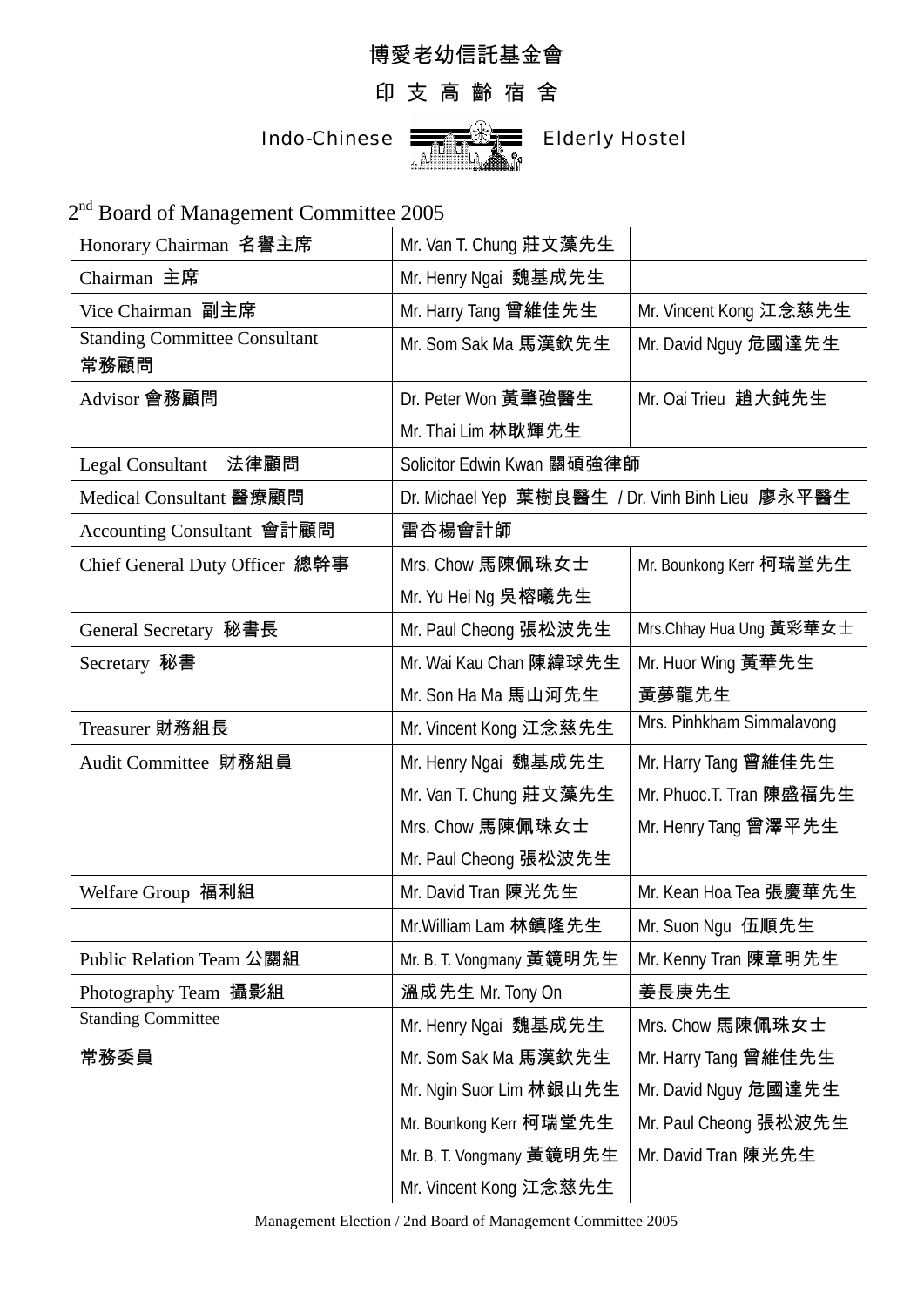# 博愛老幼信託基金會

## 印 支 高 齡 宿 舍

## Indo-Chinese Elderly Hostel

2nd Board of Management Committee 2005

| | | |
|---|---|---|
| Honorary Chairman 名譽主席 | Mr. Van T. Chung 莊文藻先生 | |
| Chairman 主席 | Mr. Henry Ngai 魏基成先生 | |
| Vice Chairman 副主席 | Mr. Harry Tang 曾維佳先生 | Mr. Vincent Kong 江念慈先生 |
| Standing Committee Consultant 常務顧問 | Mr. Som Sak Ma 馬漢欽先生 | Mr. David Nguy 危國達先生 |
| Advisor 會務顧問 | Dr. Peter Won 黃肇強醫生<br>Mr. Thai Lim 林耿輝先生 | Mr. Oai Trieu 趙大鈍先生 |
| Legal Consultant 法律顧問 | Solicitor Edwin Kwan 關碩強律師 | |
| Medical Consultant 醫療顧問 | Dr. Michael Yep 葉樹良醫生 / Dr. Vinh Binh Lieu 廖永平醫生 | |
| Accounting Consultant 會計顧問 | 雷杏楊會計師 | |
| Chief General Duty Officer 總幹事 | Mrs. Chow 馬陳佩珠女士<br>Mr. Yu Hei Ng 吳榕曦先生 | Mr. Bounkong Kerr 柯瑞堂先生 |
| General Secretary 秘書長 | Mr. Paul Cheong 張松波先生 | Mrs.Chhay Hua Ung 黃彩華女士 |
| Secretary 秘書 | Mr. Wai Kau Chan 陳緯球先生<br>Mr. Son Ha Ma 馬山河先生 | Mr. Huor Wing 黃華先生<br>黃夢龍先生 |
| Treasurer 財務組長 | Mr. Vincent Kong 江念慈先生 | Mrs. Pinhkham Simmalavong |
| Audit Committee 財務組員 | Mr. Henry Ngai 魏基成先生<br>Mr. Van T. Chung 莊文藻先生<br>Mrs. Chow 馬陳佩珠女士<br>Mr. Paul Cheong 張松波先生 | Mr. Harry Tang 曾維佳先生<br>Mr. Phuoc.T. Tran 陳盛福先生<br>Mr. Henry Tang 曾澤平先生 |
| Welfare Group 福利組 | Mr. David Tran 陳光先生 | Mr. Kean Hoa Tea 張慶華先生 |
| | Mr.William Lam 林鎮隆先生 | Mr. Suon Ngu 伍順先生 |
| Public Relation Team 公關組 | Mr. B. T. Vongmany 黃鏡明先生 | Mr. Kenny Tran 陳章明先生 |
| Photography Team 攝影組 | 溫成先生 Mr. Tony On | 姜長庚先生 |
| Standing Committee 常務委員 | Mr. Henry Ngai 魏基成先生<br>Mr. Som Sak Ma 馬漢欽先生<br>Mr. Ngin Suor Lim 林銀山先生<br>Mr. Bounkong Kerr 柯瑞堂先生<br>Mr. B. T. Vongmany 黃鏡明先生<br>Mr. Vincent Kong 江念慈先生 | Mrs. Chow 馬陳佩珠女士<br>Mr. Harry Tang 曾維佳先生<br>Mr. David Nguy 危國達先生<br>Mr. Paul Cheong 張松波先生<br>Mr. David Tran 陳光先生 |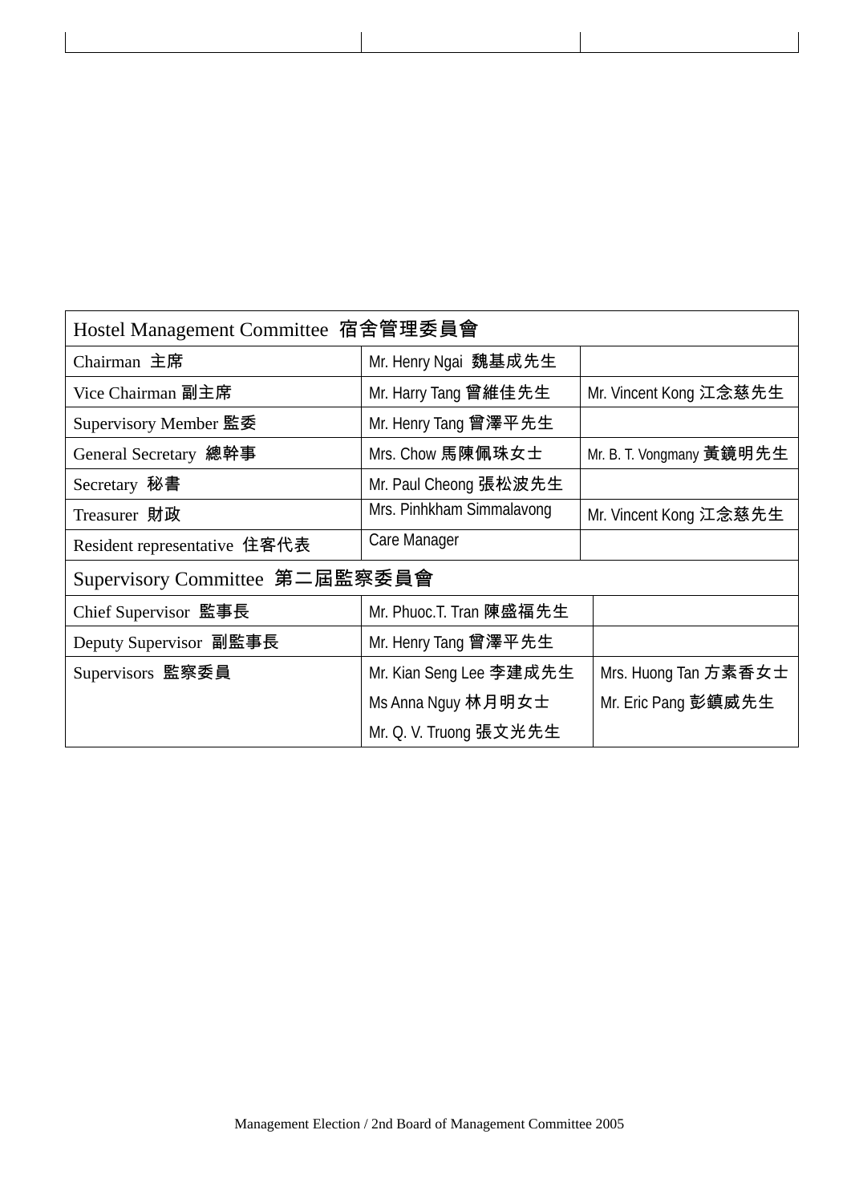| Hostel Management Committee 宿舍管理委員會 | | |
|---|---|---|
| Chairman 主席 | Mr. Henry Ngai 魏基成先生 | |
| Vice Chairman 副主席 | Mr. Harry Tang 曾維佳先生 | Mr. Vincent Kong 江念慈先生 |
| Supervisory Member 監委 | Mr. Henry Tang 曾澤平先生 | |
| General Secretary 總幹事 | Mrs. Chow 馬陳佩珠女士 | Mr. B. T. Vongmany 黃鏡明先生 |
| Secretary 秘書 | Mr. Paul Cheong 張松波先生 | |
| Treasurer 財政 | Mrs. Pinhkham Simmalavong | Mr. Vincent Kong 江念慈先生 |
| Resident representative 住客代表 | Care Manager | |
| **Supervisory Committee 第二屆監察委員會** | | |
| Chief Supervisor 監事長 | Mr. Phuoc.T. Tran 陳盛福先生 | |
| Deputy Supervisor 副監事長 | Mr. Henry Tang 曾澤平先生 | |
| Supervisors 監察委員 | Mr. Kian Seng Lee 李建成先生<br>Ms Anna Nguy 林月明女士<br>Mr. Q. V. Truong 張文光先生 | Mrs. Huong Tan 方素香女士<br>Mr. Eric Pang 彭鎮威先生 |